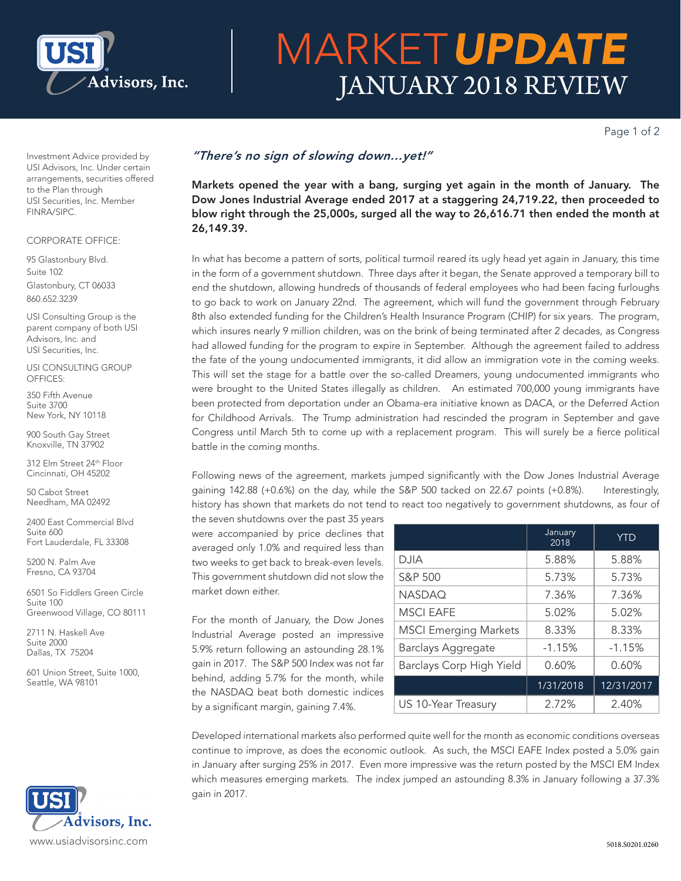# MARKET UPDATE

## JANUARY 2018 REVIEW

Investment Advice provided by USI Advisors, Inc. Under certain arrangements, securities offered to the Plan through USI Securities, Inc. Member FINRA/SIPC.

CORPORATE OFFICE:

95 Glastonbury Blvd.
Suite 102
Glastonbury, CT 06033
860.652.3239

USI Consulting Group is the parent company of both USI Advisors, Inc. and USI Securities, Inc.

USI CONSULTING GROUP OFFICES:

350 Fifth Avenue
Suite 3700
New York, NY 10118

900 South Gay Street
Knoxville, TN 37902

312 Elm Street 24th Floor
Cincinnati, OH 45202

50 Cabot Street
Needham, MA 02492

2400 East Commercial Blvd
Suite 600
Fort Lauderdale, FL 33308

5200 N. Palm Ave
Fresno, CA 93704

6501 So Fiddlers Green Circle
Suite 100
Greenwood Village, CO 80111

2711 N. Haskell Ave
Suite 2000
Dallas, TX 75204

601 Union Street, Suite 1000,
Seattle, WA 98101

www.usiadvisorsinc.com

### *"There's no sign of slowing down…yet!"*

**Markets opened the year with a bang, surging yet again in the month of January. The Dow Jones Industrial Average ended 2017 at a staggering 24,719.22, then proceeded to blow right through the 25,000s, surged all the way to 26,616.71 then ended the month at 26,149.39.**

In what has become a pattern of sorts, political turmoil reared its ugly head yet again in January, this time in the form of a government shutdown. Three days after it began, the Senate approved a temporary bill to end the shutdown, allowing hundreds of thousands of federal employees who had been facing furloughs to go back to work on January 22nd. The agreement, which will fund the government through February 8th also extended funding for the Children's Health Insurance Program (CHIP) for six years. The program, which insures nearly 9 million children, was on the brink of being terminated after 2 decades, as Congress had allowed funding for the program to expire in September. Although the agreement failed to address the fate of the young undocumented immigrants, it did allow an immigration vote in the coming weeks. This will set the stage for a battle over the so-called Dreamers, young undocumented immigrants who were brought to the United States illegally as children. An estimated 700,000 young immigrants have been protected from deportation under an Obama-era initiative known as DACA, or the Deferred Action for Childhood Arrivals. The Trump administration had rescinded the program in September and gave Congress until March 5th to come up with a replacement program. This will surely be a fierce political battle in the coming months.

Following news of the agreement, markets jumped significantly with the Dow Jones Industrial Average gaining 142.88 (+0.6%) on the day, while the S&P 500 tacked on 22.67 points (+0.8%). Interestingly, history has shown that markets do not tend to react too negatively to government shutdowns, as four of the seven shutdowns over the past 35 years were accompanied by price declines that averaged only 1.0% and required less than two weeks to get back to break-even levels. This government shutdown did not slow the market down either.

| | January 2018 | YTD |
|---|---|---|
| DJIA | 5.88% | 5.88% |
| S&P 500 | 5.73% | 5.73% |
| NASDAQ | 7.36% | 7.36% |
| MSCI EAFE | 5.02% | 5.02% |
| MSCI Emerging Markets | 8.33% | 8.33% |
| Barclays Aggregate | -1.15% | -1.15% |
| Barclays Corp High Yield | 0.60% | 0.60% |
| | 1/31/2018 | 12/31/2017 |
| US 10-Year Treasury | 2.72% | 2.40% |

For the month of January, the Dow Jones Industrial Average posted an impressive 5.9% return following an astounding 28.1% gain in 2017. The S&P 500 Index was not far behind, adding 5.7% for the month, while the NASDAQ beat both domestic indices by a significant margin, gaining 7.4%.

Developed international markets also performed quite well for the month as economic conditions overseas continue to improve, as does the economic outlook. As such, the MSCI EAFE Index posted a 5.0% gain in January after surging 25% in 2017. Even more impressive was the return posted by the MSCI EM Index which measures emerging markets. The index jumped an astounding 8.3% in January following a 37.3% gain in 2017.

5018.S0201.0260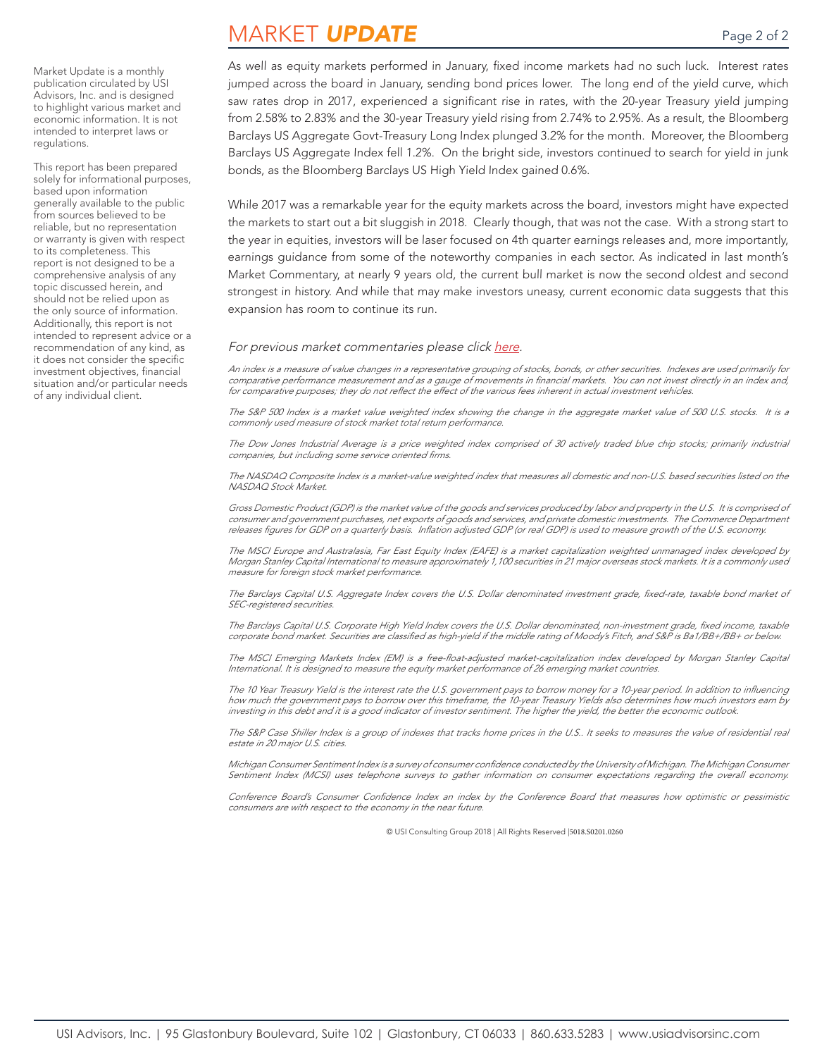Market Update is a monthly publication circulated by USI Advisors, Inc. and is designed to highlight various market and economic information. It is not intended to interpret laws or regulations.

This report has been prepared solely for informational purposes, based upon information generally available to the public from sources believed to be reliable, but no representation or warranty is given with respect to its completeness. This report is not designed to be a comprehensive analysis of any topic discussed herein, and should not be relied upon as the only source of information. Additionally, this report is not intended to represent advice or a recommendation of any kind, as it does not consider the specific investment objectives, financial situation and/or particular needs of any individual client.

As well as equity markets performed in January, fixed income markets had no such luck. Interest rates jumped across the board in January, sending bond prices lower. The long end of the yield curve, which saw rates drop in 2017, experienced a significant rise in rates, with the 20-year Treasury yield jumping from 2.58% to 2.83% and the 30-year Treasury yield rising from 2.74% to 2.95%. As a result, the Bloomberg Barclays US Aggregate Govt-Treasury Long Index plunged 3.2% for the month. Moreover, the Bloomberg Barclays US Aggregate Index fell 1.2%. On the bright side, investors continued to search for yield in junk bonds, as the Bloomberg Barclays US High Yield Index gained 0.6%.

While 2017 was a remarkable year for the equity markets across the board, investors might have expected the markets to start out a bit sluggish in 2018. Clearly though, that was not the case. With a strong start to the year in equities, investors will be laser focused on 4th quarter earnings releases and, more importantly, earnings guidance from some of the noteworthy companies in each sector. As indicated in last month's Market Commentary, at nearly 9 years old, the current bull market is now the second oldest and second strongest in history. And while that may make investors uneasy, current economic data suggests that this expansion has room to continue its run.

*For previous market commentaries please click here.*

*An index is a measure of value changes in a representative grouping of stocks, bonds, or other securities. Indexes are used primarily for comparative performance measurement and as a gauge of movements in financial markets. You can not invest directly in an index and, for comparative purposes; they do not reflect the effect of the various fees inherent in actual investment vehicles.*

*The S&P 500 Index is a market value weighted index showing the change in the aggregate market value of 500 U.S. stocks. It is a commonly used measure of stock market total return performance.*

*The Dow Jones Industrial Average is a price weighted index comprised of 30 actively traded blue chip stocks; primarily industrial companies, but including some service oriented firms.*

*The NASDAQ Composite Index is a market-value weighted index that measures all domestic and non-U.S. based securities listed on the NASDAQ Stock Market.*

*Gross Domestic Product (GDP) is the market value of the goods and services produced by labor and property in the U.S. It is comprised of consumer and government purchases, net exports of goods and services, and private domestic investments. The Commerce Department releases figures for GDP on a quarterly basis. Inflation adjusted GDP (or real GDP) is used to measure growth of the U.S. economy.*

*The MSCI Europe and Australasia, Far East Equity Index (EAFE) is a market capitalization weighted unmanaged index developed by Morgan Stanley Capital International to measure approximately 1,100 securities in 21 major overseas stock markets. It is a commonly used measure for foreign stock market performance.*

*The Barclays Capital U.S. Aggregate Index covers the U.S. Dollar denominated investment grade, fixed-rate, taxable bond market of SEC-registered securities.*

*The Barclays Capital U.S. Corporate High Yield Index covers the U.S. Dollar denominated, non-investment grade, fixed income, taxable corporate bond market. Securities are classified as high-yield if the middle rating of Moody's Fitch, and S&P is Ba1/BB+/BB+ or below.*

*The MSCI Emerging Markets Index (EM) is a free-float-adjusted market-capitalization index developed by Morgan Stanley Capital International. It is designed to measure the equity market performance of 26 emerging market countries.*

*The 10 Year Treasury Yield is the interest rate the U.S. government pays to borrow money for a 10-year period. In addition to influencing how much the government pays to borrow over this timeframe, the 10-year Treasury Yields also determines how much investors earn by investing in this debt and it is a good indicator of investor sentiment. The higher the yield, the better the economic outlook.*

*The S&P Case Shiller Index is a group of indexes that tracks home prices in the U.S.. It seeks to measures the value of residential real estate in 20 major U.S. cities.*

*Michigan Consumer Sentiment Index is a survey of consumer confidence conducted by the University of Michigan. The Michigan Consumer Sentiment Index (MCSI) uses telephone surveys to gather information on consumer expectations regarding the overall economy.*

*Conference Board's Consumer Confidence Index an index by the Conference Board that measures how optimistic or pessimistic consumers are with respect to the economy in the near future.*

© USI Consulting Group 2018 | All Rights Reserved |5018.S0201.0260

USI Advisors, Inc. | 95 Glastonbury Boulevard, Suite 102 | Glastonbury, CT 06033 | 860.633.5283 | www.usiadvisorsinc.com